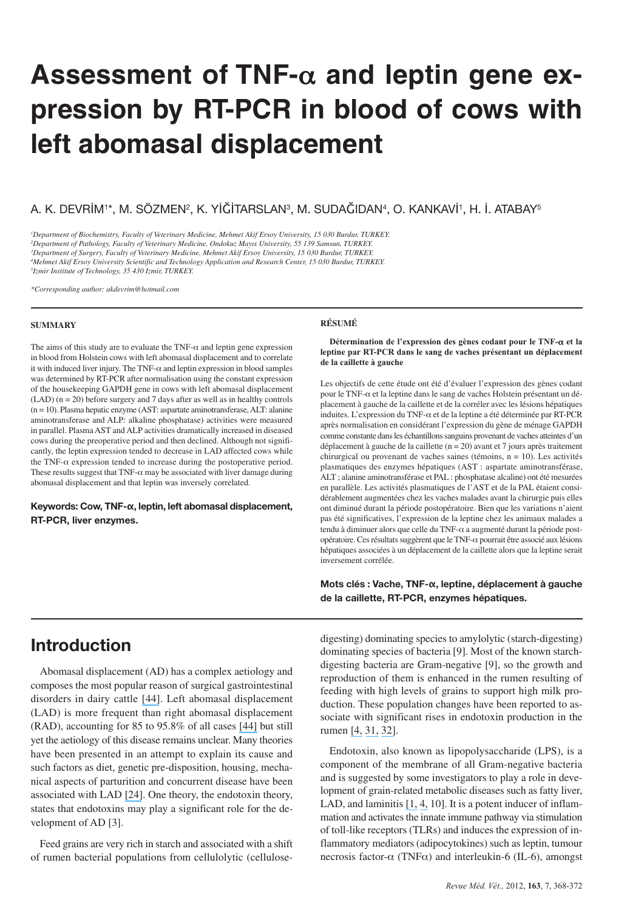# Assessment of TNF-$\alpha$ and leptin gene expression by RT-PCR in blood of cows with left abomasal displacement

A. K. DEVRİM[1]*, M. SÖZMEN[2], K. YİĞİTARSLAN[3], M. SUDAĞIDAN[4], O. KANKAVİ[1], H. İ. ATABAY[5]

[1]*Department of Biochemistry, Faculty of Veterinary Medicine, Mehmet Akif Ersoy University, 15 030 Burdur, TURKEY.*
[2]*Department of Pathology, Faculty of Veterinary Medicine, Ondokuz Mayıs University, 55 139 Samsun, TURKEY.*
[3]*Department of Surgery, Faculty of Veterinary Medicine, Mehmet Akif Ersoy University, 15 030 Burdur, TURKEY.*
[4]*Mehmet Akif Ersoy University Scientific and Technology Application and Research Center, 15 030 Burdur, TURKEY.*
[5]*Izmir Institute of Technology, 35 430 Izmir, TURKEY.*

*\*Corresponding author: akdevrim@hotmail.com*

### SUMMARY

The aims of this study are to evaluate the TNF-$\alpha$ and leptin gene expression in blood from Holstein cows with left abomasal displacement and to correlate it with induced liver injury. The TNF-$\alpha$ and leptin expression in blood samples was determined by RT-PCR after normalisation using the constant expression of the housekeeping GAPDH gene in cows with left abomasal displacement (LAD) (n = 20) before surgery and 7 days after as well as in healthy controls (n = 10). Plasma hepatic enzyme (AST: aspartate aminotransferase, ALT: alanine aminotransferase and ALP: alkaline phosphatase) activities were measured in parallel. Plasma AST and ALP activities dramatically increased in diseased cows during the preoperative period and then declined. Although not significantly, the leptin expression tended to decrease in LAD affected cows while the TNF-$\alpha$ expression tended to increase during the postoperative period. These results suggest that TNF-$\alpha$ may be associated with liver damage during abomasal displacement and that leptin was inversely correlated.

**Keywords: Cow, TNF-$\alpha$, leptin, left abomasal displacement, RT-PCR, liver enzymes.**

### RÉSUMÉ

**Détermination de l'expression des gènes codant pour le TNF-$\alpha$ et la leptine par RT-PCR dans le sang de vaches présentant un déplacement de la caillette à gauche**

Les objectifs de cette étude ont été d'évaluer l'expression des gènes codant pour le TNF-$\alpha$ et la leptine dans le sang de vaches Holstein présentant un déplacement à gauche de la caillette et de la corréler avec les lésions hépatiques induites. L'expression du TNF-$\alpha$ et de la leptine a été déterminée par RT-PCR après normalisation en considérant l'expression du gène de ménage GAPDH comme constante dans les échantillons sanguins provenant de vaches atteintes d'un déplacement à gauche de la caillette (n = 20) avant et 7 jours après traitement chirurgical ou provenant de vaches saines (témoins, n = 10). Les activités plasmatiques des enzymes hépatiques (AST : aspartate aminotransférase, ALT ; alanine aminotransférase et PAL : phosphatase alcaline) ont été mesurées en parallèle. Les activités plasmatiques de l'AST et de la PAL étaient considérablement augmentées chez les vaches malades avant la chirurgie puis elles ont diminué durant la période postopératoire. Bien que les variations n'aient pas été significatives, l'expression de la leptine chez les animaux malades a tendu à diminuer alors que celle du TNF-$\alpha$ a augmenté durant la période postopératoire. Ces résultats suggèrent que le TNF-$\alpha$ pourrait être associé aux lésions hépatiques associées à un déplacement de la caillette alors que la leptine serait inversement corrélée.

**Mots clés : Vache, TNF-$\alpha$, leptine, déplacement à gauche de la caillette, RT-PCR, enzymes hépatiques.**

## Introduction

Abomasal displacement (AD) has a complex aetiology and composes the most popular reason of surgical gastrointestinal disorders in dairy cattle [44]. Left abomasal displacement (LAD) is more frequent than right abomasal displacement (RAD), accounting for 85 to 95.8% of all cases [44] but still yet the aetiology of this disease remains unclear. Many theories have been presented in an attempt to explain its cause and such factors as diet, genetic pre-disposition, housing, mechanical aspects of parturition and concurrent disease have been associated with LAD [24]. One theory, the endotoxin theory, states that endotoxins may play a significant role for the development of AD [3].

Feed grains are very rich in starch and associated with a shift of rumen bacterial populations from cellulolytic (cellulose-digesting) dominating species to amylolytic (starch-digesting) dominating species of bacteria [9]. Most of the known starch-digesting bacteria are Gram-negative [9], so the growth and reproduction of them is enhanced in the rumen resulting of feeding with high levels of grains to support high milk production. These population changes have been reported to associate with significant rises in endotoxin production in the rumen [4, 31, 32].

Endotoxin, also known as lipopolysaccharide (LPS), is a component of the membrane of all Gram-negative bacteria and is suggested by some investigators to play a role in development of grain-related metabolic diseases such as fatty liver, LAD, and laminitis [1, 4, 10]. It is a potent inducer of inflammation and activates the innate immune pathway via stimulation of toll-like receptors (TLRs) and induces the expression of inflammatory mediators (adipocytokines) such as leptin, tumour necrosis factor-$\alpha$ (TNF$\alpha$) and interleukin-6 (IL-6), amongst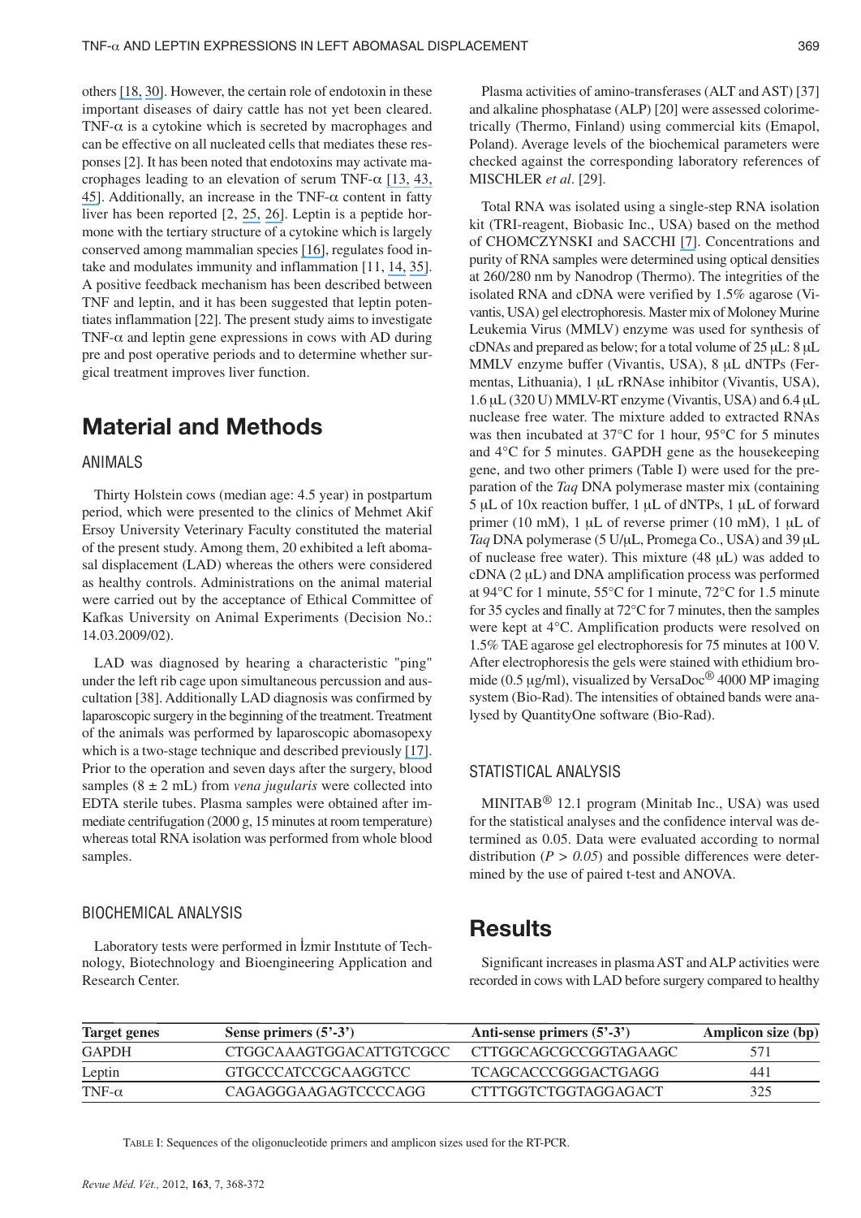others [18, 30]. However, the certain role of endotoxin in these important diseases of dairy cattle has not yet been cleared. TNF-α is a cytokine which is secreted by macrophages and can be effective on all nucleated cells that mediates these responses [2]. It has been noted that endotoxins may activate macrophages leading to an elevation of serum TNF-α [13, 43, 45]. Additionally, an increase in the TNF-α content in fatty liver has been reported [2, 25, 26]. Leptin is a peptide hormone with the tertiary structure of a cytokine which is largely conserved among mammalian species [16], regulates food intake and modulates immunity and inflammation [11, 14, 35]. A positive feedback mechanism has been described between TNF and leptin, and it has been suggested that leptin potentiates inflammation [22]. The present study aims to investigate TNF-α and leptin gene expressions in cows with AD during pre and post operative periods and to determine whether surgical treatment improves liver function.

# Material and Methods

## ANIMALS

Thirty Holstein cows (median age: 4.5 year) in postpartum period, which were presented to the clinics of Mehmet Akif Ersoy University Veterinary Faculty constituted the material of the present study. Among them, 20 exhibited a left abomasal displacement (LAD) whereas the others were considered as healthy controls. Administrations on the animal material were carried out by the acceptance of Ethical Committee of Kafkas University on Animal Experiments (Decision No.: 14.03.2009/02).

LAD was diagnosed by hearing a characteristic "ping" under the left rib cage upon simultaneous percussion and auscultation [38]. Additionally LAD diagnosis was confirmed by laparoscopic surgery in the beginning of the treatment. Treatment of the animals was performed by laparoscopic abomasopexy which is a two-stage technique and described previously [17]. Prior to the operation and seven days after the surgery, blood samples (8 ± 2 mL) from *vena jugularis* were collected into EDTA sterile tubes. Plasma samples were obtained after immediate centrifugation (2000 g, 15 minutes at room temperature) whereas total RNA isolation was performed from whole blood samples.

## BIOCHEMICAL ANALYSIS

Laboratory tests were performed in İzmir Institute of Technology, Biotechnology and Bioengineering Application and Research Center.

Plasma activities of amino-transferases (ALT and AST) [37] and alkaline phosphatase (ALP) [20] were assessed colorimetrically (Thermo, Finland) using commercial kits (Emapol, Poland). Average levels of the biochemical parameters were checked against the corresponding laboratory references of MISCHLER *et al*. [29].

Total RNA was isolated using a single-step RNA isolation kit (TRI-reagent, Biobasic Inc., USA) based on the method of CHOMCZYNSKI and SACCHI [7]. Concentrations and purity of RNA samples were determined using optical densities at 260/280 nm by Nanodrop (Thermo). The integrities of the isolated RNA and cDNA were verified by 1.5% agarose (Vivantis, USA) gel electrophoresis. Master mix of Moloney Murine Leukemia Virus (MMLV) enzyme was used for synthesis of cDNAs and prepared as below; for a total volume of 25 µL: 8 µL MMLV enzyme buffer (Vivantis, USA), 8 µL dNTPs (Fermentas, Lithuania), 1 µL rRNAse inhibitor (Vivantis, USA), 1.6 µL (320 U) MMLV-RT enzyme (Vivantis, USA) and 6.4 µL nuclease free water. The mixture added to extracted RNAs was then incubated at 37°C for 1 hour, 95°C for 5 minutes and 4°C for 5 minutes. GAPDH gene as the housekeeping gene, and two other primers (Table I) were used for the preparation of the *Taq* DNA polymerase master mix (containing 5 µL of 10x reaction buffer, 1 µL of dNTPs, 1 µL of forward primer (10 mM), 1 µL of reverse primer (10 mM), 1 µL of *Taq* DNA polymerase (5 U/µL, Promega Co., USA) and 39 µL of nuclease free water). This mixture (48 µL) was added to cDNA (2 µL) and DNA amplification process was performed at 94°C for 1 minute, 55°C for 1 minute, 72°C for 1.5 minute for 35 cycles and finally at 72°C for 7 minutes, then the samples were kept at 4°C. Amplification products were resolved on 1.5% TAE agarose gel electrophoresis for 75 minutes at 100 V. After electrophoresis the gels were stained with ethidium bromide (0.5 µg/ml), visualized by VersaDoc® 4000 MP imaging system (Bio-Rad). The intensities of obtained bands were analysed by QuantityOne software (Bio-Rad).

## STATISTICAL ANALYSIS

MINITAB® 12.1 program (Minitab Inc., USA) was used for the statistical analyses and the confidence interval was determined as 0.05. Data were evaluated according to normal distribution ($P > 0.05$) and possible differences were determined by the use of paired t-test and ANOVA.

# Results

Significant increases in plasma AST and ALP activities were recorded in cows with LAD before surgery compared to healthy

| Target genes | Sense primers (5'-3') | Anti-sense primers (5'-3') | Amplicon size (bp) |
|---|---|---|---|
| GAPDH | CTGGCAAAGTGGACATTGTCGCC | CTTGGCAGCGCCGGTAGAAGC | 571 |
| Leptin | GTGCCCATCCGCAAGGTCC | TCAGCACCCGGGACTGAGG | 441 |
| TNF-α | CAGAGGGAAGAGTCCCCAGG | CTTTGGTCTGGTAGGAGACT | 325 |

TABLE I: Sequences of the oligonucleotide primers and amplicon sizes used for the RT-PCR.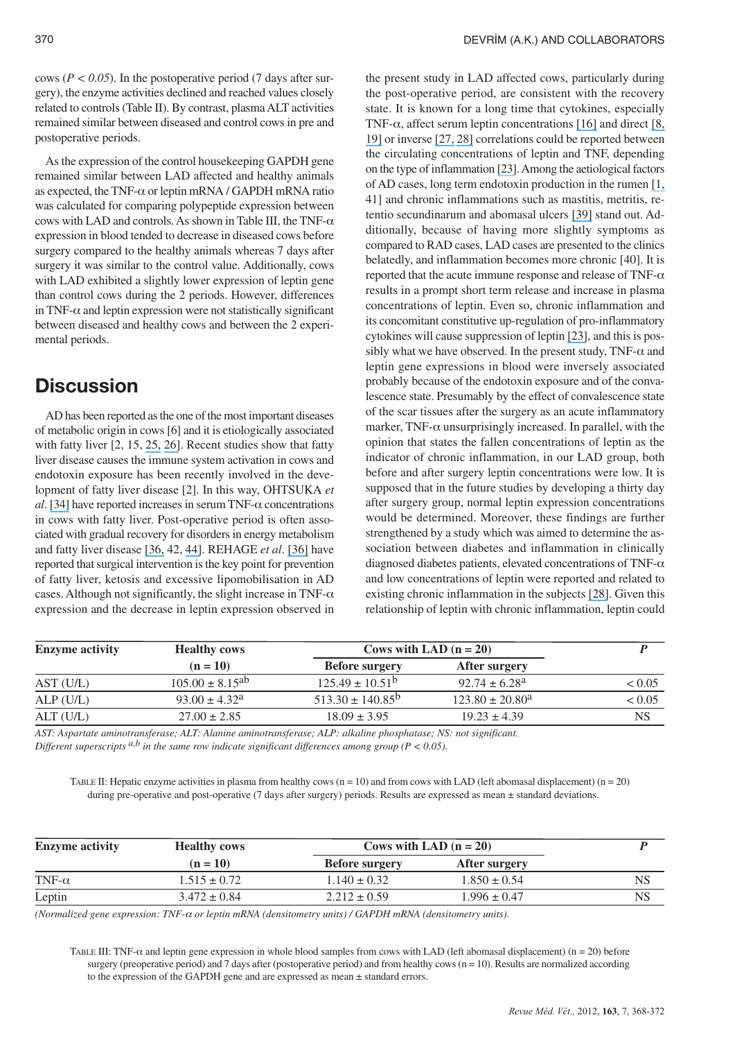cows ($P < 0.05$). In the postoperative period (7 days after surgery), the enzyme activities declined and reached values closely related to controls (Table II). By contrast, plasma ALT activities remained similar between diseased and control cows in pre and postoperative periods.

As the expression of the control housekeeping GAPDH gene remained similar between LAD affected and healthy animals as expected, the TNF-α or leptin mRNA / GAPDH mRNA ratio was calculated for comparing polypeptide expression between cows with LAD and controls. As shown in Table III, the TNF-α expression in blood tended to decrease in diseased cows before surgery compared to the healthy animals whereas 7 days after surgery it was similar to the control value. Additionally, cows with LAD exhibited a slightly lower expression of leptin gene than control cows during the 2 periods. However, differences in TNF-α and leptin expression were not statistically significant between diseased and healthy cows and between the 2 experimental periods.

## Discussion

AD has been reported as the one of the most important diseases of metabolic origin in cows [6] and it is etiologically associated with fatty liver [2, 15, 25, 26]. Recent studies show that fatty liver disease causes the immune system activation in cows and endotoxin exposure has been recently involved in the development of fatty liver disease [2]. In this way, OHTSUKA *et al*. [34] have reported increases in serum TNF-α concentrations in cows with fatty liver. Post-operative period is often associated with gradual recovery for disorders in energy metabolism and fatty liver disease [36, 42, 44]. REHAGE *et al*. [36] have reported that surgical intervention is the key point for prevention of fatty liver, ketosis and excessive lipomobilisation in AD cases. Although not significantly, the slight increase in TNF-α expression and the decrease in leptin expression observed in the present study in LAD affected cows, particularly during the post-operative period, are consistent with the recovery state. It is known for a long time that cytokines, especially TNF-α, affect serum leptin concentrations [16] and direct [8, 19] or inverse [27, 28] correlations could be reported between the circulating concentrations of leptin and TNF, depending on the type of inflammation [23]. Among the aetiological factors of AD cases, long term endotoxin production in the rumen [1, 41] and chronic inflammations such as mastitis, metritis, retentio secundinarum and abomasal ulcers [39] stand out. Additionally, because of having more slightly symptoms as compared to RAD cases, LAD cases are presented to the clinics belatedly, and inflammation becomes more chronic [40]. It is reported that the acute immune response and release of TNF-α results in a prompt short term release and increase in plasma concentrations of leptin. Even so, chronic inflammation and its concomitant constitutive up-regulation of pro-inflammatory cytokines will cause suppression of leptin [23], and this is possibly what we have observed. In the present study, TNF-α and leptin gene expressions in blood were inversely associated probably because of the endotoxin exposure and of the convalescence state. Presumably by the effect of convalescence state of the scar tissues after the surgery as an acute inflammatory marker, TNF-α unsurprisingly increased. In parallel, with the opinion that states the fallen concentrations of leptin as the indicator of chronic inflammation, in our LAD group, both before and after surgery leptin concentrations were low. It is supposed that in the future studies by developing a thirty day after surgery group, normal leptin expression concentrations would be determined. Moreover, these findings are further strengthened by a study which was aimed to determine the association between diabetes and inflammation in clinically diagnosed diabetes patients, elevated concentrations of TNF-α and low concentrations of leptin were reported and related to existing chronic inflammation in the subjects [28]. Given this relationship of leptin with chronic inflammation, leptin could

| Enzyme activity | Healthy cows (n = 10) | Cows with LAD (n = 20) | | *P* |
|---|---|---|---|---|
| | | Before surgery | After surgery | |
| AST (U/L) | 105.00 ± 8.15$^{ab}$ | 125.49 ± 10.51$^{b}$ | 92.74 ± 6.28$^{a}$ | < 0.05 |
| ALP (U/L) | 93.00 ± 4.32$^{a}$ | 513.30 ± 140.85$^{b}$ | 123.80 ± 20.80$^{a}$ | < 0.05 |
| ALT (U/L) | 27.00 ± 2.85 | 18.09 ± 3.95 | 19.23 ± 4.39 | NS |

*AST: Aspartate aminotransferase; ALT: Alanine aminotransferase; ALP: alkaline phosphatase; NS: not significant.*
*Different superscripts $^{a,b}$ in the same row indicate significant differences among group ($P < 0.05$).*

TABLE II: Hepatic enzyme activities in plasma from healthy cows (n = 10) and from cows with LAD (left abomasal displacement) (n = 20) during pre-operative and post-operative (7 days after surgery) periods. Results are expressed as mean ± standard deviations.

| Enzyme activity | Healthy cows (n = 10) | Cows with LAD (n = 20) | | *P* |
|---|---|---|---|---|
| | | Before surgery | After surgery | |
| TNF-α | 1.515 ± 0.72 | 1.140 ± 0.32 | 1.850 ± 0.54 | NS |
| Leptin | 3.472 ± 0.84 | 2.212 ± 0.59 | 1.996 ± 0.47 | NS |

*(Normalized gene expression: TNF-α or leptin mRNA (densitometry units) / GAPDH mRNA (densitometry units).*

TABLE III: TNF-α and leptin gene expression in whole blood samples from cows with LAD (left abomasal displacement) (n = 20) before surgery (preoperative period) and 7 days after (postoperative period) and from healthy cows (n = 10). Results are normalized according to the expression of the GAPDH gene and are expressed as mean ± standard errors.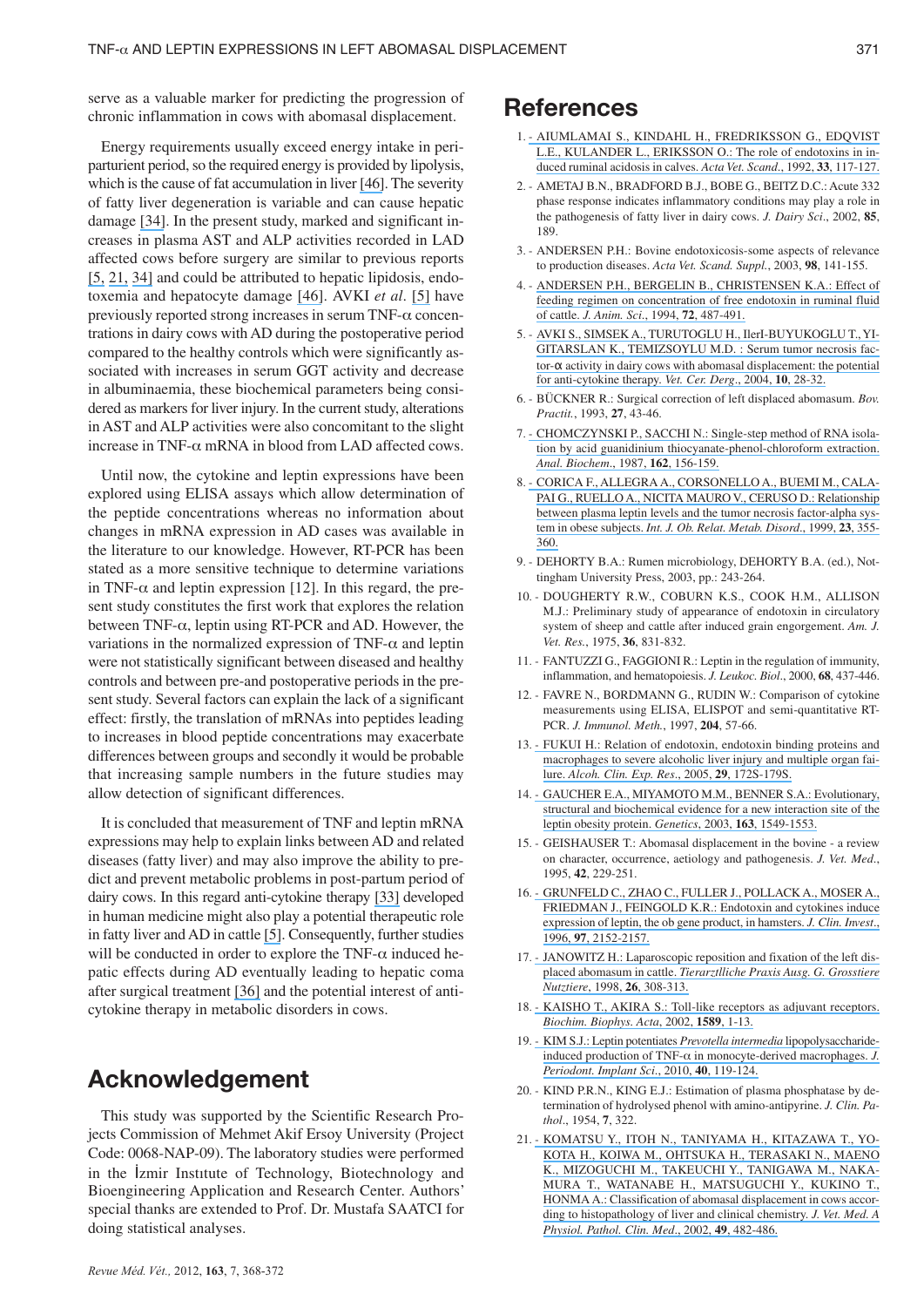serve as a valuable marker for predicting the progression of chronic inflammation in cows with abomasal displacement.

Energy requirements usually exceed energy intake in peri-parturient period, so the required energy is provided by lipolysis, which is the cause of fat accumulation in liver [46]. The severity of fatty liver degeneration is variable and can cause hepatic damage [34]. In the present study, marked and significant increases in plasma AST and ALP activities recorded in LAD affected cows before surgery are similar to previous reports [5, 21, 34] and could be attributed to hepatic lipidosis, endotoxemia and hepatocyte damage [46]. AVKI *et al*. [5] have previously reported strong increases in serum TNF-α concentrations in dairy cows with AD during the postoperative period compared to the healthy controls which were significantly associated with increases in serum GGT activity and decrease in albuminaemia, these biochemical parameters being considered as markers for liver injury. In the current study, alterations in AST and ALP activities were also concomitant to the slight increase in TNF-α mRNA in blood from LAD affected cows.

Until now, the cytokine and leptin expressions have been explored using ELISA assays which allow determination of the peptide concentrations whereas no information about changes in mRNA expression in AD cases was available in the literature to our knowledge. However, RT-PCR has been stated as a more sensitive technique to determine variations in TNF-α and leptin expression [12]. In this regard, the present study constitutes the first work that explores the relation between TNF-α, leptin using RT-PCR and AD. However, the variations in the normalized expression of TNF-α and leptin were not statistically significant between diseased and healthy controls and between pre-and postoperative periods in the present study. Several factors can explain the lack of a significant effect: firstly, the translation of mRNAs into peptides leading to increases in blood peptide concentrations may exacerbate differences between groups and secondly it would be probable that increasing sample numbers in the future studies may allow detection of significant differences.

It is concluded that measurement of TNF and leptin mRNA expressions may help to explain links between AD and related diseases (fatty liver) and may also improve the ability to predict and prevent metabolic problems in post-partum period of dairy cows. In this regard anti-cytokine therapy [33] developed in human medicine might also play a potential therapeutic role in fatty liver and AD in cattle [5]. Consequently, further studies will be conducted in order to explore the TNF-α induced hepatic effects during AD eventually leading to hepatic coma after surgical treatment [36] and the potential interest of anti-cytokine therapy in metabolic disorders in cows.

## Acknowledgement

This study was supported by the Scientific Research Projects Commission of Mehmet Akif Ersoy University (Project Code: 0068-NAP-09). The laboratory studies were performed in the İzmir Instıtute of Technology, Biotechnology and Bioengineering Application and Research Center. Authors' special thanks are extended to Prof. Dr. Mustafa SAATCI for doing statistical analyses.

## References

1. - AIUMLAMAI S., KINDAHL H., FREDRIKSSON G., EDQVIST L.E., KULANDER L., ERIKSSON O.: The role of endotoxins in induced ruminal acidosis in calves. *Acta Vet. Scand*., 1992, **33**, 117-127.
2. - AMETAJ B.N., BRADFORD B.J., BOBE G., BEITZ D.C.: Acute 332 phase response indicates inflammatory conditions may play a role in the pathogenesis of fatty liver in dairy cows. *J. Dairy Sci*., 2002, **85**, 189.
3. - ANDERSEN P.H.: Bovine endotoxicosis-some aspects of relevance to production diseases. *Acta Vet. Scand. Suppl.*, 2003, **98**, 141-155.
4. - ANDERSEN P.H., BERGELIN B., CHRISTENSEN K.A.: Effect of feeding regimen on concentration of free endotoxin in ruminal fluid of cattle. *J. Anim. Sci*., 1994, **72**, 487-491.
5. - AVKI S., SIMSEK A., TURUTOGLU H., IlerI-BUYUKOGLU T., YIGITARSLAN K., TEMIZSOYLU M.D. : Serum tumor necrosis factor-α activity in dairy cows with abomasal displacement: the potential for anti-cytokine therapy. *Vet. Cer. Derg*., 2004, **10**, 28-32.
6. - BÜCKNER R.: Surgical correction of left displaced abomasum. *Bov. Practit.*, 1993, **27**, 43-46.
7. - CHOMCZYNSKI P., SACCHI N.: Single-step method of RNA isolation by acid guanidinium thiocyanate-phenol-chloroform extraction. *Anal. Biochem*., 1987, **162**, 156-159.
8. - CORICA F., ALLEGRA A., CORSONELLO A., BUEMI M., CALAPAI G., RUELLO A., NICITA MAURO V., CERUSO D.: Relationship between plasma leptin levels and the tumor necrosis factor-alpha system in obese subjects. *Int. J. Ob. Relat. Metab. Disord*., 1999, **23**, 355-360.
9. - DEHORTY B.A.: Rumen microbiology, DEHORTY B.A. (ed.), Nottingham University Press, 2003, pp.: 243-264.
10. - DOUGHERTY R.W., COBURN K.S., COOK H.M., ALLISON M.J.: Preliminary study of appearance of endotoxin in circulatory system of sheep and cattle after induced grain engorgement. *Am. J. Vet. Res.*, 1975, **36**, 831-832.
11. - FANTUZZI G., FAGGIONI R.: Leptin in the regulation of immunity, inflammation, and hematopoiesis. *J. Leukoc. Biol*., 2000, **68**, 437-446.
12. - FAVRE N., BORDMANN G., RUDIN W.: Comparison of cytokine measurements using ELISA, ELISPOT and semi-quantitative RT-PCR. *J. Immunol. Meth.*, 1997, **204**, 57-66.
13. - FUKUI H.: Relation of endotoxin, endotoxin binding proteins and macrophages to severe alcoholic liver injury and multiple organ failure. *Alcoh. Clin. Exp. Res*., 2005, **29**, 172S-179S.
14. - GAUCHER E.A., MIYAMOTO M.M., BENNER S.A.: Evolutionary, structural and biochemical evidence for a new interaction site of the leptin obesity protein. *Genetics*, 2003, **163**, 1549-1553.
15. - GEISHAUSER T.: Abomasal displacement in the bovine - a review on character, occurrence, aetiology and pathogenesis. *J. Vet. Med*., 1995, **42**, 229-251.
16. - GRUNFELD C., ZHAO C., FULLER J., POLLACK A., MOSER A., FRIEDMAN J., FEINGOLD K.R.: Endotoxin and cytokines induce expression of leptin, the ob gene product, in hamsters. *J. Clin. Invest*., 1996, **97**, 2152-2157.
17. - JANOWITZ H.: Laparoscopic reposition and fixation of the left displaced abomasum in cattle. *Tierarztlliche Praxis Ausg. G. Grosstiere Nutztiere*, 1998, **26**, 308-313.
18. - KAISHO T., AKIRA S.: Toll-like receptors as adjuvant receptors. *Biochim. Biophys. Acta*, 2002, **1589**, 1-13.
19. - KIM S.J.: Leptin potentiates *Prevotella intermedia* lipopolysaccharide-induced production of TNF-α in monocyte-derived macrophages. *J. Periodont. Implant Sci*., 2010, **40**, 119-124.
20. - KIND P.R.N., KING E.J.: Estimation of plasma phosphatase by determination of hydrolysed phenol with amino-antipyrine. *J. Clin. Pathol*., 1954, **7**, 322.
21. - KOMATSU Y., ITOH N., TANIYAMA H., KITAZAWA T., YOKOTA H., KOIWA M., OHTSUKA H., TERASAKI N., MAENO K., MIZOGUCHI M., TAKEUCHI Y., TANIGAWA M., NAKAMURA T., WATANABE H., MATSUGUCHI Y., KUKINO T., HONMA A.: Classification of abomasal displacement in cows according to histopathology of liver and clinical chemistry. *J. Vet. Med. A Physiol. Pathol. Clin. Med*., 2002, **49**, 482-486.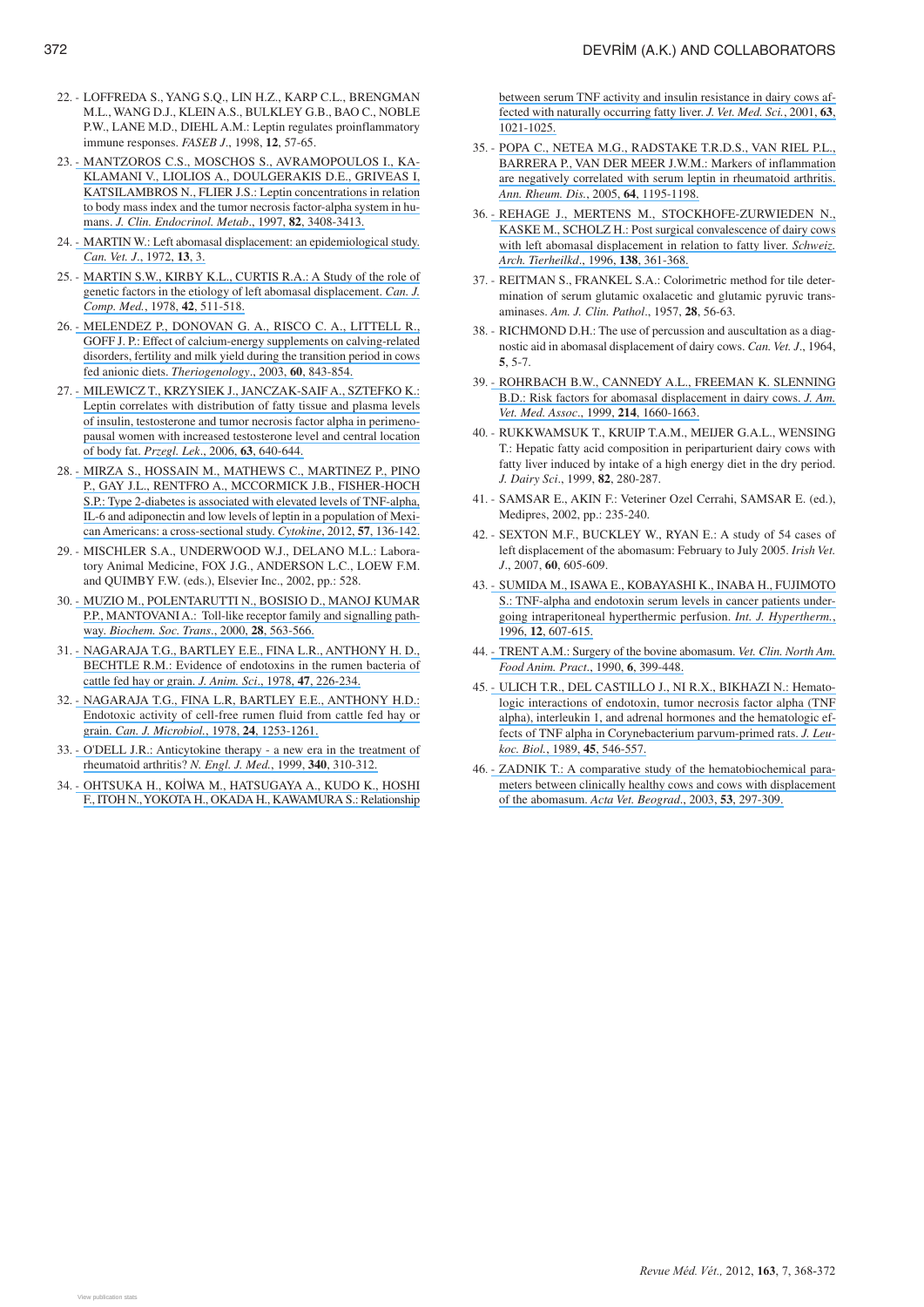22. - LOFFREDA S., YANG S.Q., LIN H.Z., KARP C.L., BRENGMAN M.L., WANG D.J., KLEIN A.S., BULKLEY G.B., BAO C., NOBLE P.W., LANE M.D., DIEHL A.M.: Leptin regulates proinflammatory immune responses. *FASEB J*., 1998, **12**, 57-65.
23. - MANTZOROS C.S., MOSCHOS S., AVRAMOPOULOS I., KAKLAMANI V., LIOLIOS A., DOULGERAKIS D.E., GRIVEAS I, KATSILAMBROS N., FLIER J.S.: Leptin concentrations in relation to body mass index and the tumor necrosis factor-alpha system in humans. *J. Clin. Endocrinol. Metab*., 1997, **82**, 3408-3413.
24. - MARTIN W.: Left abomasal displacement: an epidemiological study. *Can. Vet. J*., 1972, **13**, 3.
25. - MARTIN S.W., KIRBY K.L., CURTIS R.A.: A Study of the role of genetic factors in the etiology of left abomasal displacement. *Can. J. Comp. Med.*, 1978, **42**, 511-518.
26. - MELENDEZ P., DONOVAN G. A., RISCO C. A., LITTELL R., GOFF J. P.: Effect of calcium-energy supplements on calving-related disorders, fertility and milk yield during the transition period in cows fed anionic diets. *Theriogenology*., 2003, **60**, 843-854.
27. - MILEWICZ T., KRZYSIEK J., JANCZAK-SAIF A., SZTEFKO K.: Leptin correlates with distribution of fatty tissue and plasma levels of insulin, testosterone and tumor necrosis factor alpha in perimenopausal women with increased testosterone level and central location of body fat. *Przegl. Lek*., 2006, **63**, 640-644.
28. - MIRZA S., HOSSAIN M., MATHEWS C., MARTINEZ P., PINO P., GAY J.L., RENTFRO A., MCCORMICK J.B., FISHER-HOCH S.P.: Type 2-diabetes is associated with elevated levels of TNF-alpha, IL-6 and adiponectin and low levels of leptin in a population of Mexican Americans: a cross-sectional study. *Cytokine*, 2012, **57**, 136-142.
29. - MISCHLER S.A., UNDERWOOD W.J., DELANO M.L.: Laboratory Animal Medicine, FOX J.G., ANDERSON L.C., LOEW F.M. and QUIMBY F.W. (eds.), Elsevier Inc., 2002, pp.: 528.
30. - MUZIO M., POLENTARUTTI N., BOSISIO D., MANOJ KUMAR P.P., MANTOVANI A.: Toll-like receptor family and signalling pathway. *Biochem. Soc. Trans*., 2000, **28**, 563-566.
31. - NAGARAJA T.G., BARTLEY E.E., FINA L.R., ANTHONY H. D., BECHTLE R.M.: Evidence of endotoxins in the rumen bacteria of cattle fed hay or grain. *J. Anim. Sci*., 1978, **47**, 226-234.
32. - NAGARAJA T.G., FINA L.R, BARTLEY E.E., ANTHONY H.D.: Endotoxic activity of cell-free rumen fluid from cattle fed hay or grain. *Can. J. Microbiol.*, 1978, **24**, 1253-1261.
33. - O'DELL J.R.: Anticytokine therapy - a new era in the treatment of rheumatoid arthritis? *N. Engl. J. Med.*, 1999, **340**, 310-312.
34. - OHTSUKA H., KOİWA M., HATSUGAYA A., KUDO K., HOSHI F., ITOH N., YOKOTA H., OKADA H., KAWAMURA S.: Relationship between serum TNF activity and insulin resistance in dairy cows affected with naturally occurring fatty liver. *J. Vet. Med. Sci.*, 2001, **63**, 1021-1025.
35. - POPA C., NETEA M.G., RADSTAKE T.R.D.S., VAN RIEL P.L., BARRERA P., VAN DER MEER J.W.M.: Markers of inflammation are negatively correlated with serum leptin in rheumatoid arthritis. *Ann. Rheum. Dis.*, 2005, **64**, 1195-1198.
36. - REHAGE J., MERTENS M., STOCKHOFE-ZURWIEDEN N., KASKE M., SCHOLZ H.: Post surgical convalescence of dairy cows with left abomasal displacement in relation to fatty liver. *Schweiz. Arch. Tierheilkd*., 1996, **138**, 361-368.
37. - REITMAN S., FRANKEL S.A.: Colorimetric method for tile determination of serum glutamic oxalacetic and glutamic pyruvic transaminases. *Am. J. Clin. Pathol*., 1957, **28**, 56-63.
38. - RICHMOND D.H.: The use of percussion and auscultation as a diagnostic aid in abomasal displacement of dairy cows. *Can. Vet. J*., 1964, **5**, 5-7.
39. - ROHRBACH B.W., CANNEDY A.L., FREEMAN K. SLENNING B.D.: Risk factors for abomasal displacement in dairy cows. *J. Am. Vet. Med. Assoc*., 1999, **214**, 1660-1663.
40. - RUKKWAMSUK T., KRUIP T.A.M., MEIJER G.A.L., WENSING T.: Hepatic fatty acid composition in periparturient dairy cows with fatty liver induced by intake of a high energy diet in the dry period. *J. Dairy Sci*., 1999, **82**, 280-287.
41. - SAMSAR E., AKIN F.: Veteriner Ozel Cerrahi, SAMSAR E. (ed.), Medipres, 2002, pp.: 235-240.
42. - SEXTON M.F., BUCKLEY W., RYAN E.: A study of 54 cases of left displacement of the abomasum: February to July 2005. *Irish Vet. J*., 2007, **60**, 605-609.
43. - SUMIDA M., ISAWA E., KOBAYASHI K., INABA H., FUJIMOTO S.: TNF-alpha and endotoxin serum levels in cancer patients undergoing intraperitoneal hyperthermic perfusion. *Int. J. Hypertherm.*, 1996, **12**, 607-615.
44. - TRENT A.M.: Surgery of the bovine abomasum. *Vet. Clin. North Am. Food Anim. Pract*., 1990, **6**, 399-448.
45. - ULICH T.R., DEL CASTILLO J., NI R.X., BIKHAZI N.: Hematologic interactions of endotoxin, tumor necrosis factor alpha (TNF alpha), interleukin 1, and adrenal hormones and the hematologic effects of TNF alpha in Corynebacterium parvum-primed rats. *J. Leukoc. Biol.*, 1989, **45**, 546-557.
46. - ZADNIK T.: A comparative study of the hematobiochemical parameters between clinically healthy cows and cows with displacement of the abomasum. *Acta Vet. Beograd*., 2003, **53**, 297-309.